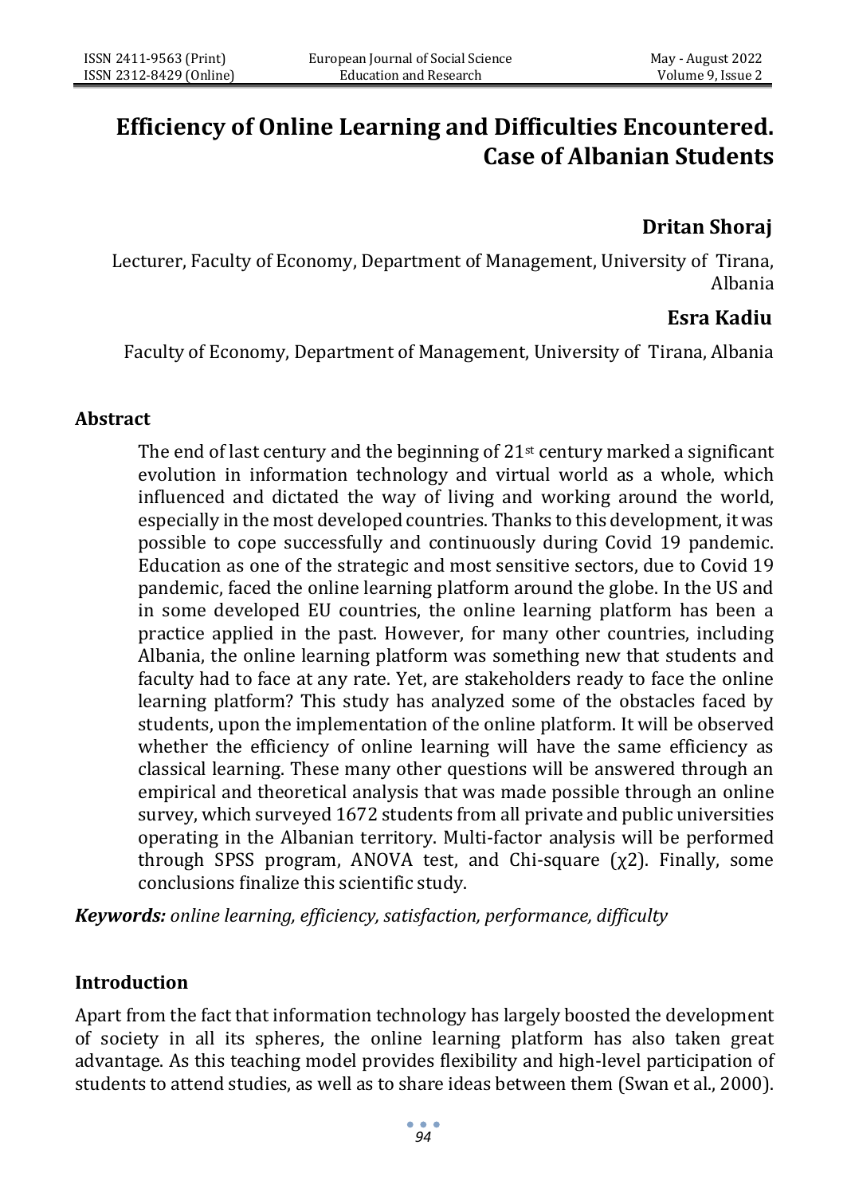# Efficiency of Online Learning and Difficulties Encountered. Case of Albanian Students

**Dritan Shoraj**

Lecturer, Faculty of Economy, Department of Management, University of Tirana, Albania

**Esra Kadiu**

Faculty of Economy, Department of Management, University of Tirana, Albania

## Abstract

The end of last century and the beginning of 21st century marked a significant evolution in information technology and virtual world as a whole, which influenced and dictated the way of living and working around the world, especially in the most developed countries. Thanks to this development, it was possible to cope successfully and continuously during Covid 19 pandemic. Education as one of the strategic and most sensitive sectors, due to Covid 19 pandemic, faced the online learning platform around the globe. In the US and in some developed EU countries, the online learning platform has been a practice applied in the past. However, for many other countries, including Albania, the online learning platform was something new that students and faculty had to face at any rate. Yet, are stakeholders ready to face the online learning platform? This study has analyzed some of the obstacles faced by students, upon the implementation of the online platform. It will be observed whether the efficiency of online learning will have the same efficiency as classical learning. These many other questions will be answered through an empirical and theoretical analysis that was made possible through an online survey, which surveyed 1672 students from all private and public universities operating in the Albanian territory. Multi-factor analysis will be performed through SPSS program, ANOVA test, and Chi-square ($\chi 2$). Finally, some conclusions finalize this scientific study.

***Keywords:*** *online learning, efficiency, satisfaction, performance, difficulty*

## Introduction

Apart from the fact that information technology has largely boosted the development of society in all its spheres, the online learning platform has also taken great advantage. As this teaching model provides flexibility and high-level participation of students to attend studies, as well as to share ideas between them (Swan et al., 2000).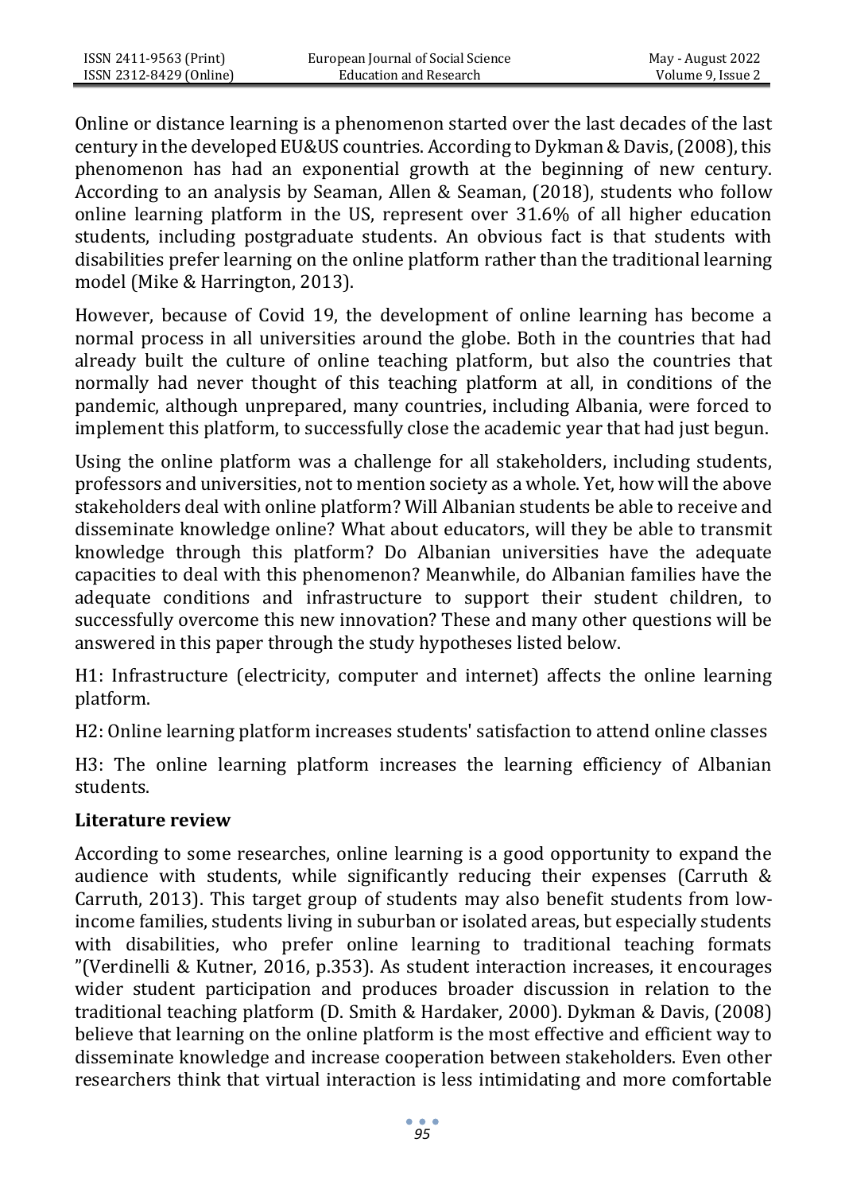Online or distance learning is a phenomenon started over the last decades of the last century in the developed EU&US countries. According to Dykman & Davis, (2008), this phenomenon has had an exponential growth at the beginning of new century. According to an analysis by Seaman, Allen & Seaman, (2018), students who follow online learning platform in the US, represent over 31.6% of all higher education students, including postgraduate students. An obvious fact is that students with disabilities prefer learning on the online platform rather than the traditional learning model (Mike & Harrington, 2013).

However, because of Covid 19, the development of online learning has become a normal process in all universities around the globe. Both in the countries that had already built the culture of online teaching platform, but also the countries that normally had never thought of this teaching platform at all, in conditions of the pandemic, although unprepared, many countries, including Albania, were forced to implement this platform, to successfully close the academic year that had just begun.

Using the online platform was a challenge for all stakeholders, including students, professors and universities, not to mention society as a whole. Yet, how will the above stakeholders deal with online platform? Will Albanian students be able to receive and disseminate knowledge online? What about educators, will they be able to transmit knowledge through this platform? Do Albanian universities have the adequate capacities to deal with this phenomenon? Meanwhile, do Albanian families have the adequate conditions and infrastructure to support their student children, to successfully overcome this new innovation? These and many other questions will be answered in this paper through the study hypotheses listed below.

H1: Infrastructure (electricity, computer and internet) affects the online learning platform.

H2: Online learning platform increases students' satisfaction to attend online classes

H3: The online learning platform increases the learning efficiency of Albanian students.

## Literature review

According to some researches, online learning is a good opportunity to expand the audience with students, while significantly reducing their expenses (Carruth & Carruth, 2013). This target group of students may also benefit students from low-income families, students living in suburban or isolated areas, but especially students with disabilities, who prefer online learning to traditional teaching formats "(Verdinelli & Kutner, 2016, p.353). As student interaction increases, it encourages wider student participation and produces broader discussion in relation to the traditional teaching platform (D. Smith & Hardaker, 2000). Dykman & Davis, (2008) believe that learning on the online platform is the most effective and efficient way to disseminate knowledge and increase cooperation between stakeholders. Even other researchers think that virtual interaction is less intimidating and more comfortable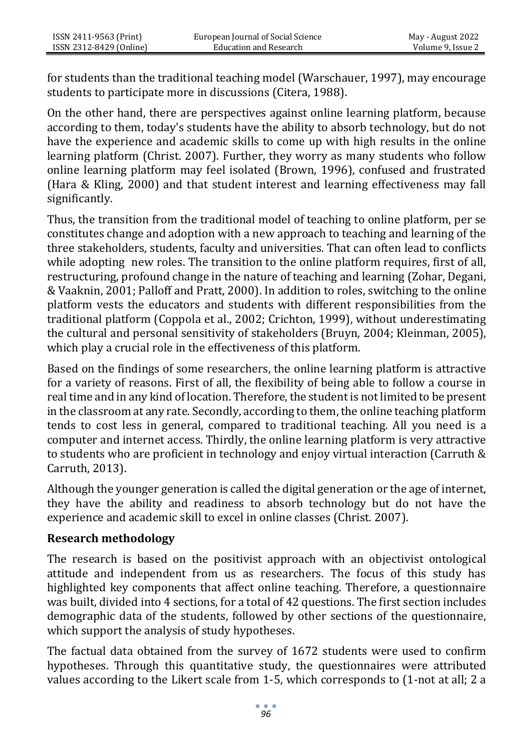for students than the traditional teaching model (Warschauer, 1997), may encourage students to participate more in discussions (Citera, 1988).

On the other hand, there are perspectives against online learning platform, because according to them, today's students have the ability to absorb technology, but do not have the experience and academic skills to come up with high results in the online learning platform (Christ. 2007). Further, they worry as many students who follow online learning platform may feel isolated (Brown, 1996), confused and frustrated (Hara & Kling, 2000) and that student interest and learning effectiveness may fall significantly.

Thus, the transition from the traditional model of teaching to online platform, per se constitutes change and adoption with a new approach to teaching and learning of the three stakeholders, students, faculty and universities. That can often lead to conflicts while adopting new roles. The transition to the online platform requires, first of all, restructuring, profound change in the nature of teaching and learning (Zohar, Degani, & Vaaknin, 2001; Palloff and Pratt, 2000). In addition to roles, switching to the online platform vests the educators and students with different responsibilities from the traditional platform (Coppola et al., 2002; Crichton, 1999), without underestimating the cultural and personal sensitivity of stakeholders (Bruyn, 2004; Kleinman, 2005), which play a crucial role in the effectiveness of this platform.

Based on the findings of some researchers, the online learning platform is attractive for a variety of reasons. First of all, the flexibility of being able to follow a course in real time and in any kind of location. Therefore, the student is not limited to be present in the classroom at any rate. Secondly, according to them, the online teaching platform tends to cost less in general, compared to traditional teaching. All you need is a computer and internet access. Thirdly, the online learning platform is very attractive to students who are proficient in technology and enjoy virtual interaction (Carruth & Carruth, 2013).

Although the younger generation is called the digital generation or the age of internet, they have the ability and readiness to absorb technology but do not have the experience and academic skill to excel in online classes (Christ. 2007).

## Research methodology

The research is based on the positivist approach with an objectivist ontological attitude and independent from us as researchers. The focus of this study has highlighted key components that affect online teaching. Therefore, a questionnaire was built, divided into 4 sections, for a total of 42 questions. The first section includes demographic data of the students, followed by other sections of the questionnaire, which support the analysis of study hypotheses.

The factual data obtained from the survey of 1672 students were used to confirm hypotheses. Through this quantitative study, the questionnaires were attributed values according to the Likert scale from 1-5, which corresponds to (1-not at all; 2 a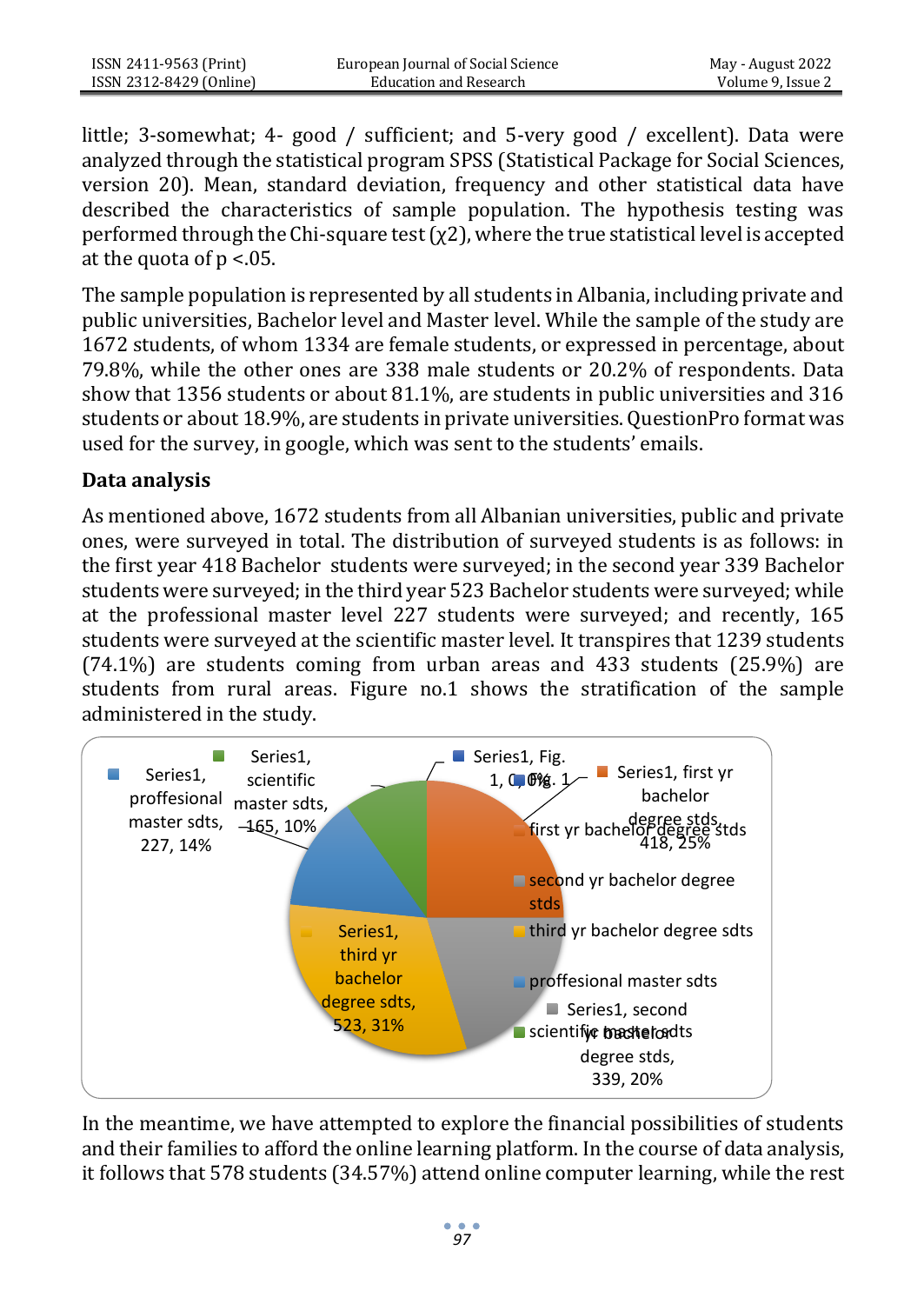little; 3-somewhat; 4- good / sufficient; and 5-very good / excellent). Data were analyzed through the statistical program SPSS (Statistical Package for Social Sciences, version 20). Mean, standard deviation, frequency and other statistical data have described the characteristics of sample population. The hypothesis testing was performed through the Chi-square test ($\chi 2$), where the true statistical level is accepted at the quota of $p < .05$.

The sample population is represented by all students in Albania, including private and public universities, Bachelor level and Master level. While the sample of the study are 1672 students, of whom 1334 are female students, or expressed in percentage, about 79.8%, while the other ones are 338 male students or 20.2% of respondents. Data show that 1356 students or about 81.1%, are students in public universities and 316 students or about 18.9%, are students in private universities. QuestionPro format was used for the survey, in google, which was sent to the students' emails.

**Data analysis**

As mentioned above, 1672 students from all Albanian universities, public and private ones, were surveyed in total. The distribution of surveyed students is as follows: in the first year 418 Bachelor students were surveyed; in the second year 339 Bachelor students were surveyed; in the third year 523 Bachelor students were surveyed; while at the professional master level 227 students were surveyed; and recently, 165 students were surveyed at the scientific master level. It transpires that 1239 students (74.1%) are students coming from urban areas and 433 students (25.9%) are students from rural areas. Figure no.1 shows the stratification of the sample administered in the study.

Series1, Fig. 1, 0, 0%; Series1, first yr bachelor degree stds, 418, 25%; Series1, second yr bachelor degree stds, 339, 20%; Series1, third yr bachelor degree sdts, 523, 31%; Series1, proffesional master sdts, 227, 14%; Series1, scientific master sdts, 165, 10%

Legend: Fig. 1; first yr bachelor degree stds; second yr bachelor degree stds; third yr bachelor degree sdts; proffesional master sdts; scientific master sdts

In the meantime, we have attempted to explore the financial possibilities of students and their families to afford the online learning platform. In the course of data analysis, it follows that 578 students (34.57%) attend online computer learning, while the rest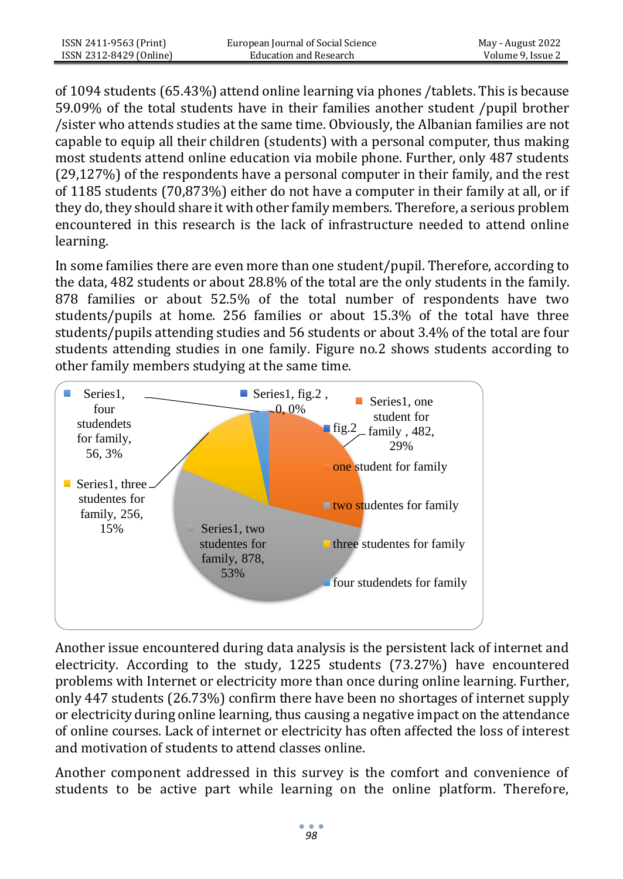of 1094 students (65.43%) attend online learning via phones /tablets. This is because 59.09% of the total students have in their families another student /pupil brother /sister who attends studies at the same time. Obviously, the Albanian families are not capable to equip all their children (students) with a personal computer, thus making most students attend online education via mobile phone. Further, only 487 students (29,127%) of the respondents have a personal computer in their family, and the rest of 1185 students (70,873%) either do not have a computer in their family at all, or if they do, they should share it with other family members. Therefore, a serious problem encountered in this research is the lack of infrastructure needed to attend online learning.

In some families there are even more than one student/pupil. Therefore, according to the data, 482 students or about 28.8% of the total are the only students in the family. 878 families or about 52.5% of the total number of respondents have two students/pupils at home. 256 families or about 15.3% of the total have three students/pupils attending studies and 56 students or about 3.4% of the total are four students attending studies in one family. Figure no.2 shows students according to other family members studying at the same time.

Another issue encountered during data analysis is the persistent lack of internet and electricity. According to the study, 1225 students (73.27%) have encountered problems with Internet or electricity more than once during online learning. Further, only 447 students (26.73%) confirm there have been no shortages of internet supply or electricity during online learning, thus causing a negative impact on the attendance of online courses. Lack of internet or electricity has often affected the loss of interest and motivation of students to attend classes online.

Another component addressed in this survey is the comfort and convenience of students to be active part while learning on the online platform. Therefore,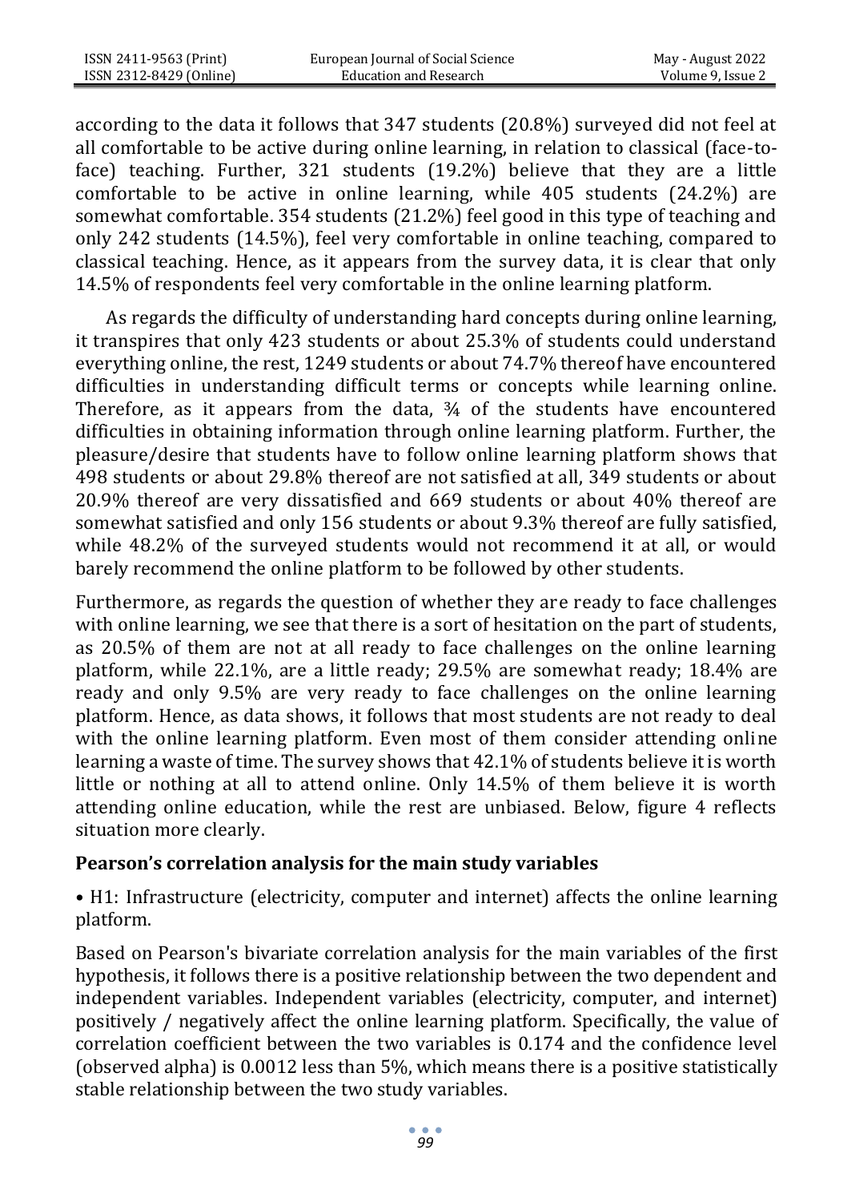according to the data it follows that 347 students (20.8%) surveyed did not feel at all comfortable to be active during online learning, in relation to classical (face-to-face) teaching. Further, 321 students (19.2%) believe that they are a little comfortable to be active in online learning, while 405 students (24.2%) are somewhat comfortable. 354 students (21.2%) feel good in this type of teaching and only 242 students (14.5%), feel very comfortable in online teaching, compared to classical teaching. Hence, as it appears from the survey data, it is clear that only 14.5% of respondents feel very comfortable in the online learning platform.

As regards the difficulty of understanding hard concepts during online learning, it transpires that only 423 students or about 25.3% of students could understand everything online, the rest, 1249 students or about 74.7% thereof have encountered difficulties in understanding difficult terms or concepts while learning online. Therefore, as it appears from the data, ¾ of the students have encountered difficulties in obtaining information through online learning platform. Further, the pleasure/desire that students have to follow online learning platform shows that 498 students or about 29.8% thereof are not satisfied at all, 349 students or about 20.9% thereof are very dissatisfied and 669 students or about 40% thereof are somewhat satisfied and only 156 students or about 9.3% thereof are fully satisfied, while 48.2% of the surveyed students would not recommend it at all, or would barely recommend the online platform to be followed by other students.

Furthermore, as regards the question of whether they are ready to face challenges with online learning, we see that there is a sort of hesitation on the part of students, as 20.5% of them are not at all ready to face challenges on the online learning platform, while 22.1%, are a little ready; 29.5% are somewhat ready; 18.4% are ready and only 9.5% are very ready to face challenges on the online learning platform. Hence, as data shows, it follows that most students are not ready to deal with the online learning platform. Even most of them consider attending online learning a waste of time. The survey shows that 42.1% of students believe it is worth little or nothing at all to attend online. Only 14.5% of them believe it is worth attending online education, while the rest are unbiased. Below, figure 4 reflects situation more clearly.

**Pearson's correlation analysis for the main study variables**

• H1: Infrastructure (electricity, computer and internet) affects the online learning platform.

Based on Pearson's bivariate correlation analysis for the main variables of the first hypothesis, it follows there is a positive relationship between the two dependent and independent variables. Independent variables (electricity, computer, and internet) positively / negatively affect the online learning platform. Specifically, the value of correlation coefficient between the two variables is 0.174 and the confidence level (observed alpha) is 0.0012 less than 5%, which means there is a positive statistically stable relationship between the two study variables.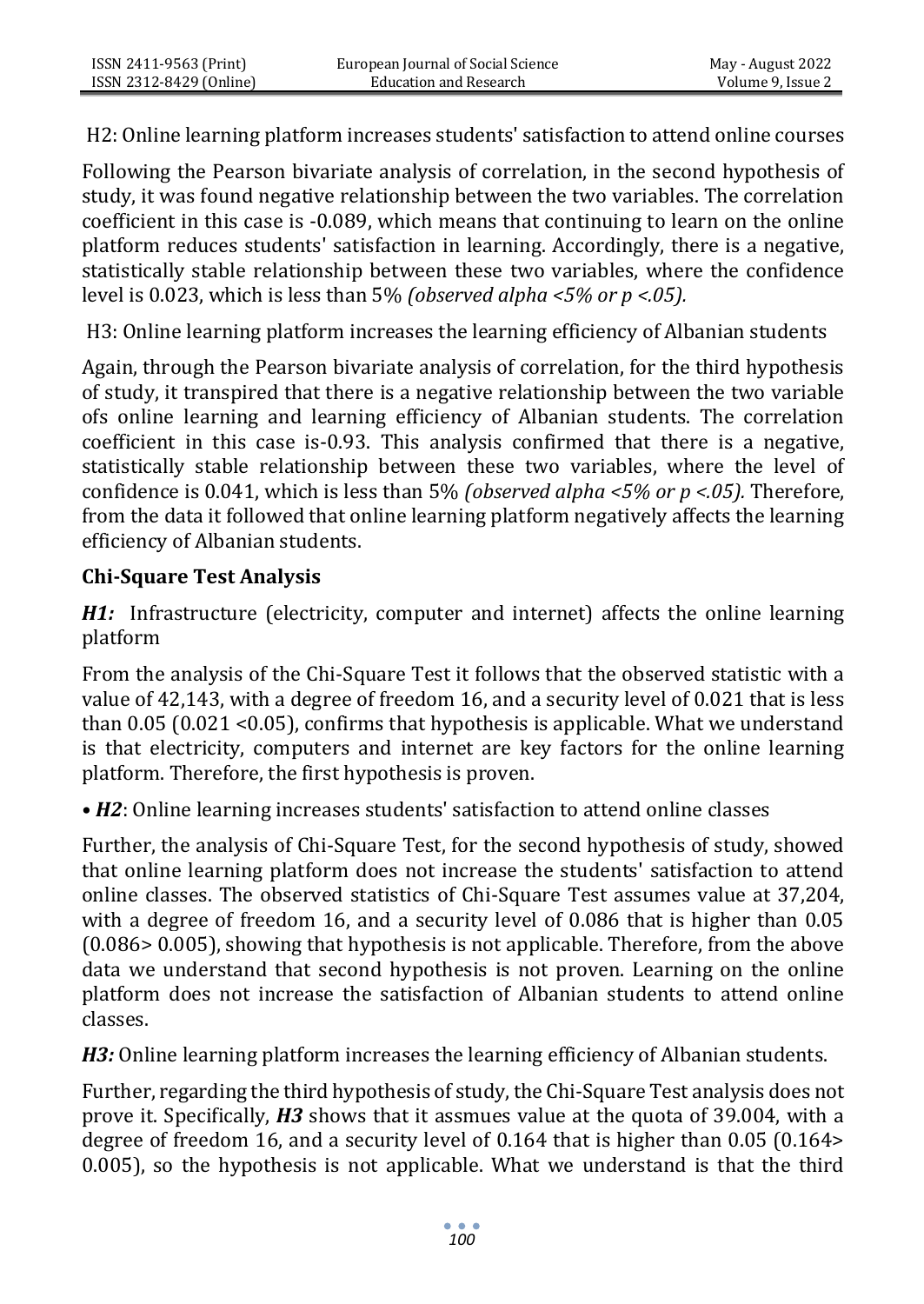H2: Online learning platform increases students' satisfaction to attend online courses

Following the Pearson bivariate analysis of correlation, in the second hypothesis of study, it was found negative relationship between the two variables. The correlation coefficient in this case is -0.089, which means that continuing to learn on the online platform reduces students' satisfaction in learning. Accordingly, there is a negative, statistically stable relationship between these two variables, where the confidence level is 0.023, which is less than 5% *(observed alpha <5% or p <.05).*

H3: Online learning platform increases the learning efficiency of Albanian students

Again, through the Pearson bivariate analysis of correlation, for the third hypothesis of study, it transpired that there is a negative relationship between the two variable ofs online learning and learning efficiency of Albanian students. The correlation coefficient in this case is-0.93. This analysis confirmed that there is a negative, statistically stable relationship between these two variables, where the level of confidence is 0.041, which is less than 5% *(observed alpha <5% or p <.05).* Therefore, from the data it followed that online learning platform negatively affects the learning efficiency of Albanian students.

### Chi-Square Test Analysis

***H1:*** Infrastructure (electricity, computer and internet) affects the online learning platform

From the analysis of the Chi-Square Test it follows that the observed statistic with a value of 42,143, with a degree of freedom 16, and a security level of 0.021 that is less than 0.05 (0.021 <0.05), confirms that hypothesis is applicable. What we understand is that electricity, computers and internet are key factors for the online learning platform. Therefore, the first hypothesis is proven.

- ***H2***: Online learning increases students' satisfaction to attend online classes

Further, the analysis of Chi-Square Test, for the second hypothesis of study, showed that online learning platform does not increase the students' satisfaction to attend online classes. The observed statistics of Chi-Square Test assumes value at 37,204, with a degree of freedom 16, and a security level of 0.086 that is higher than 0.05 (0.086> 0.005), showing that hypothesis is not applicable. Therefore, from the above data we understand that second hypothesis is not proven. Learning on the online platform does not increase the satisfaction of Albanian students to attend online classes.

***H3:*** Online learning platform increases the learning efficiency of Albanian students.

Further, regarding the third hypothesis of study, the Chi-Square Test analysis does not prove it. Specifically, ***H3*** shows that it assmues value at the quota of 39.004, with a degree of freedom 16, and a security level of 0.164 that is higher than 0.05 (0.164> 0.005), so the hypothesis is not applicable. What we understand is that the third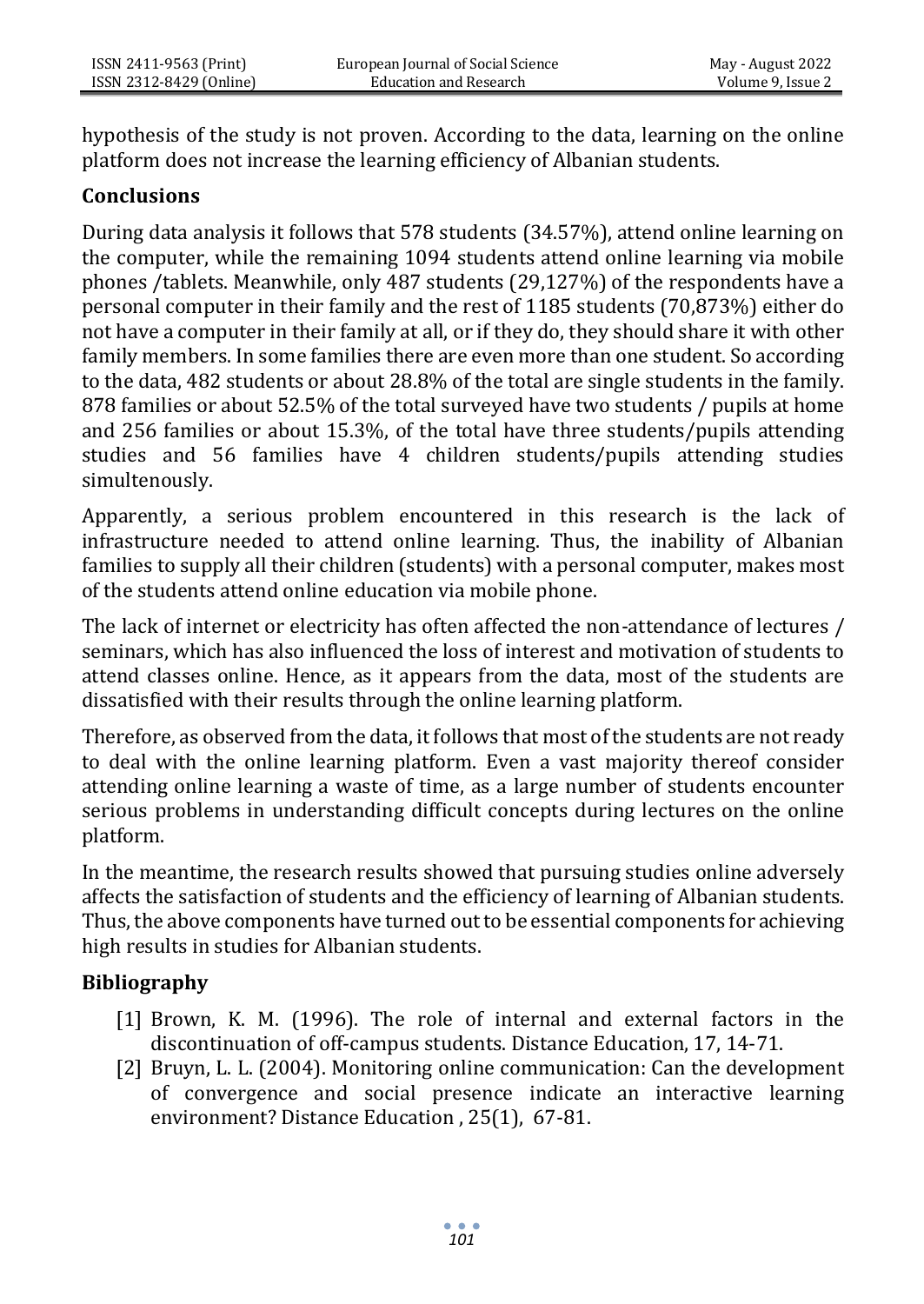hypothesis of the study is not proven. According to the data, learning on the online platform does not increase the learning efficiency of Albanian students.

## Conclusions

During data analysis it follows that 578 students (34.57%), attend online learning on the computer, while the remaining 1094 students attend online learning via mobile phones /tablets. Meanwhile, only 487 students (29,127%) of the respondents have a personal computer in their family and the rest of 1185 students (70,873%) either do not have a computer in their family at all, or if they do, they should share it with other family members. In some families there are even more than one student. So according to the data, 482 students or about 28.8% of the total are single students in the family. 878 families or about 52.5% of the total surveyed have two students / pupils at home and 256 families or about 15.3%, of the total have three students/pupils attending studies and 56 families have 4 children students/pupils attending studies simultenously.

Apparently, a serious problem encountered in this research is the lack of infrastructure needed to attend online learning. Thus, the inability of Albanian families to supply all their children (students) with a personal computer, makes most of the students attend online education via mobile phone.

The lack of internet or electricity has often affected the non-attendance of lectures / seminars, which has also influenced the loss of interest and motivation of students to attend classes online. Hence, as it appears from the data, most of the students are dissatisfied with their results through the online learning platform.

Therefore, as observed from the data, it follows that most of the students are not ready to deal with the online learning platform. Even a vast majority thereof consider attending online learning a waste of time, as a large number of students encounter serious problems in understanding difficult concepts during lectures on the online platform.

In the meantime, the research results showed that pursuing studies online adversely affects the satisfaction of students and the efficiency of learning of Albanian students. Thus, the above components have turned out to be essential components for achieving high results in studies for Albanian students.

## Bibliography

[1] Brown, K. M. (1996). The role of internal and external factors in the discontinuation of off-campus students. Distance Education, 17, 14-71.

[2] Bruyn, L. L. (2004). Monitoring online communication: Can the development of convergence and social presence indicate an interactive learning environment? Distance Education , 25(1), 67-81.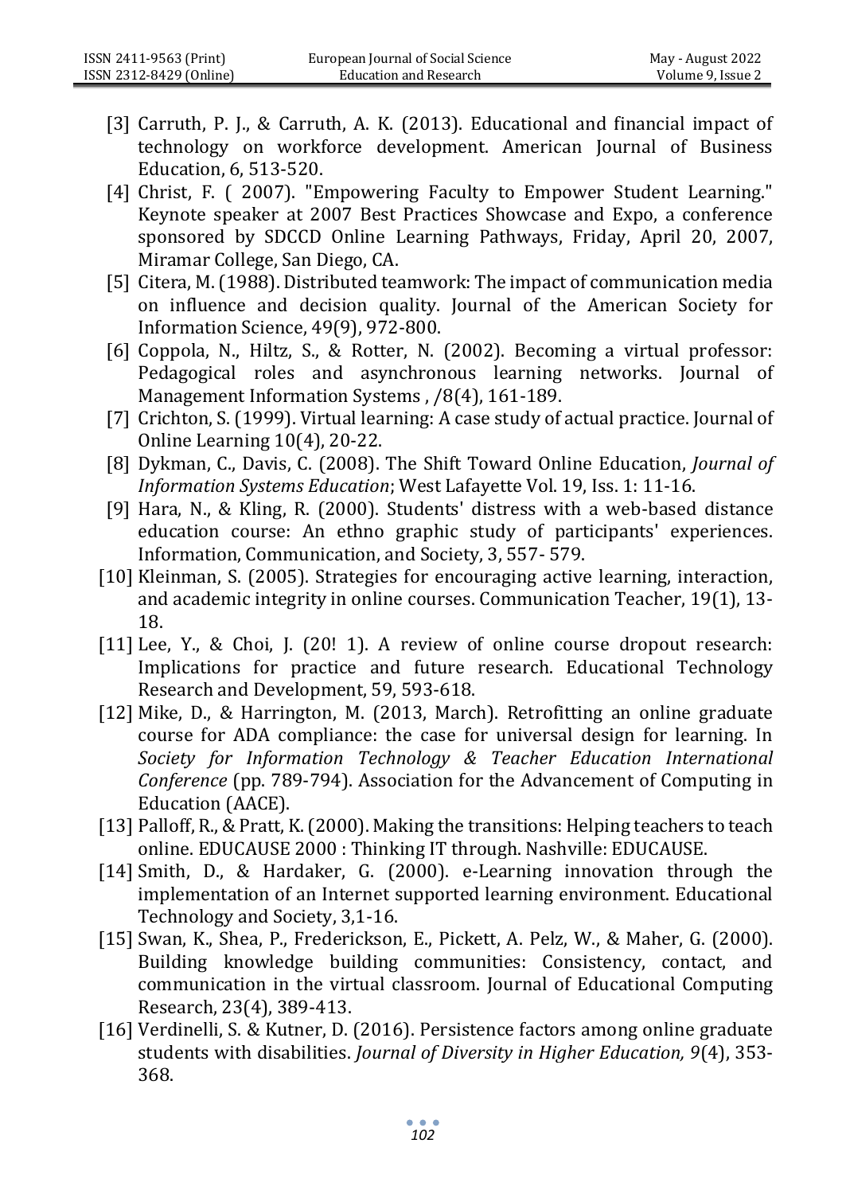[3] Carruth, P. J., & Carruth, A. K. (2013). Educational and financial impact of technology on workforce development. American Journal of Business Education, 6, 513-520.

[4] Christ, F. ( 2007). "Empowering Faculty to Empower Student Learning." Keynote speaker at 2007 Best Practices Showcase and Expo, a conference sponsored by SDCCD Online Learning Pathways, Friday, April 20, 2007, Miramar College, San Diego, CA.

[5] Citera, M. (1988). Distributed teamwork: The impact of communication media on influence and decision quality. Journal of the American Society for Information Science, 49(9), 972-800.

[6] Coppola, N., Hiltz, S., & Rotter, N. (2002). Becoming a virtual professor: Pedagogical roles and asynchronous learning networks. Journal of Management Information Systems , /8(4), 161-189.

[7] Crichton, S. (1999). Virtual learning: A case study of actual practice. Journal of Online Learning 10(4), 20-22.

[8] Dykman, C., Davis, C. (2008). The Shift Toward Online Education, *Journal of Information Systems Education*; West Lafayette Vol. 19, Iss. 1: 11-16.

[9] Hara, N., & Kling, R. (2000). Students' distress with a web-based distance education course: An ethno graphic study of participants' experiences. Information, Communication, and Society, 3, 557- 579.

[10] Kleinman, S. (2005). Strategies for encouraging active learning, interaction, and academic integrity in online courses. Communication Teacher, 19(1), 13-18.

[11] Lee, Y., & Choi, J. (20! 1). A review of online course dropout research: Implications for practice and future research. Educational Technology Research and Development, 59, 593-618.

[12] Mike, D., & Harrington, M. (2013, March). Retrofitting an online graduate course for ADA compliance: the case for universal design for learning. In *Society for Information Technology & Teacher Education International Conference* (pp. 789-794). Association for the Advancement of Computing in Education (AACE).

[13] Palloff, R., & Pratt, K. (2000). Making the transitions: Helping teachers to teach online. EDUCAUSE 2000 : Thinking IT through. Nashville: EDUCAUSE.

[14] Smith, D., & Hardaker, G. (2000). e-Learning innovation through the implementation of an Internet supported learning environment. Educational Technology and Society, 3,1-16.

[15] Swan, K., Shea, P., Frederickson, E., Pickett, A. Pelz, W., & Maher, G. (2000). Building knowledge building communities: Consistency, contact, and communication in the virtual classroom. Journal of Educational Computing Research, 23(4), 389-413.

[16] Verdinelli, S. & Kutner, D. (2016). Persistence factors among online graduate students with disabilities. *Journal of Diversity in Higher Education, 9*(4), 353-368.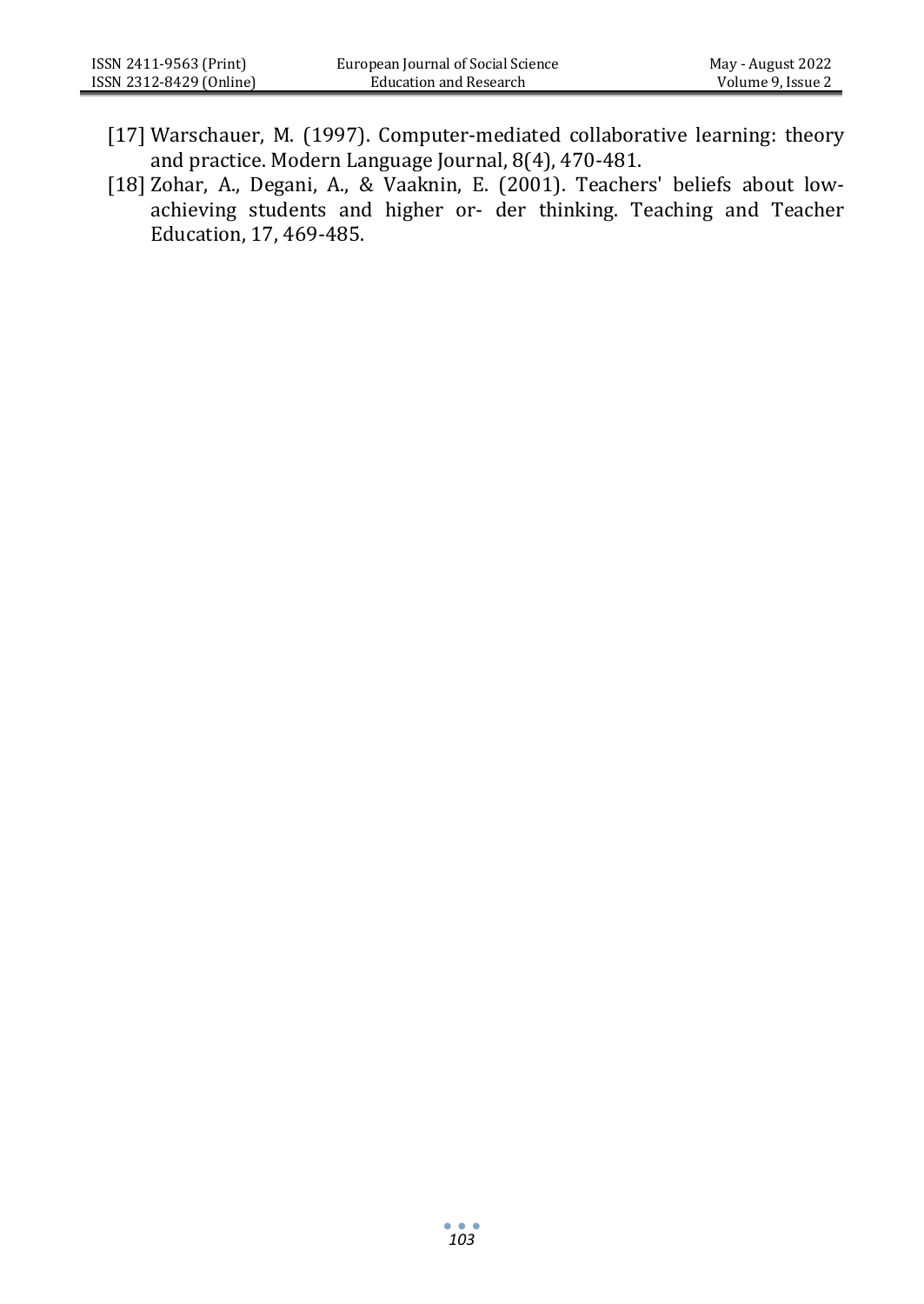[17] Warschauer, M. (1997). Computer-mediated collaborative learning: theory and practice. Modern Language Journal, 8(4), 470-481.

[18] Zohar, A., Degani, A., & Vaaknin, E. (2001). Teachers' beliefs about low-achieving students and higher or- der thinking. Teaching and Teacher Education, 17, 469-485.